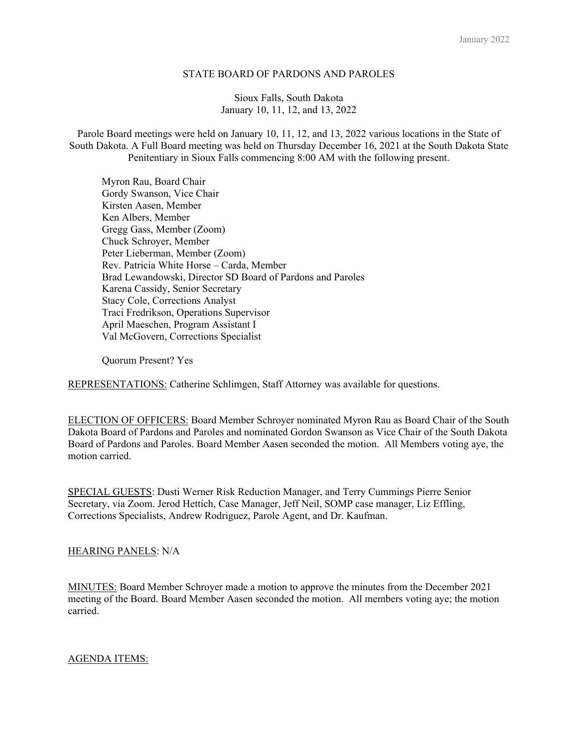# STATE BOARD OF PARDONS AND PAROLES

Sioux Falls, South Dakota
January 10, 11, 12, and 13, 2022

Parole Board meetings were held on January 10, 11, 12, and 13, 2022 various locations in the State of South Dakota. A Full Board meeting was held on Thursday December 16, 2021 at the South Dakota State Penitentiary in Sioux Falls commencing 8:00 AM with the following present.

Myron Rau, Board Chair
Gordy Swanson, Vice Chair
Kirsten Aasen, Member
Ken Albers, Member
Gregg Gass, Member (Zoom)
Chuck Schroyer, Member
Peter Lieberman, Member (Zoom)
Rev. Patricia White Horse – Carda, Member
Brad Lewandowski, Director SD Board of Pardons and Paroles
Karena Cassidy, Senior Secretary
Stacy Cole, Corrections Analyst
Traci Fredrikson, Operations Supervisor
April Maeschen, Program Assistant I
Val McGovern, Corrections Specialist

Quorum Present? Yes

REPRESENTATIONS: Catherine Schlimgen, Staff Attorney was available for questions.

ELECTION OF OFFICERS: Board Member Schroyer nominated Myron Rau as Board Chair of the South Dakota Board of Pardons and Paroles and nominated Gordon Swanson as Vice Chair of the South Dakota Board of Pardons and Paroles. Board Member Aasen seconded the motion. All Members voting aye, the motion carried.

SPECIAL GUESTS: Dusti Werner Risk Reduction Manager, and Terry Cummings Pierre Senior Secretary, via Zoom. Jerod Hettich, Case Manager, Jeff Neil, SOMP case manager, Liz Effling, Corrections Specialists, Andrew Rodriguez, Parole Agent, and Dr. Kaufman.

HEARING PANELS: N/A

MINUTES: Board Member Schroyer made a motion to approve the minutes from the December 2021 meeting of the Board. Board Member Aasen seconded the motion. All members voting aye; the motion carried.

AGENDA ITEMS: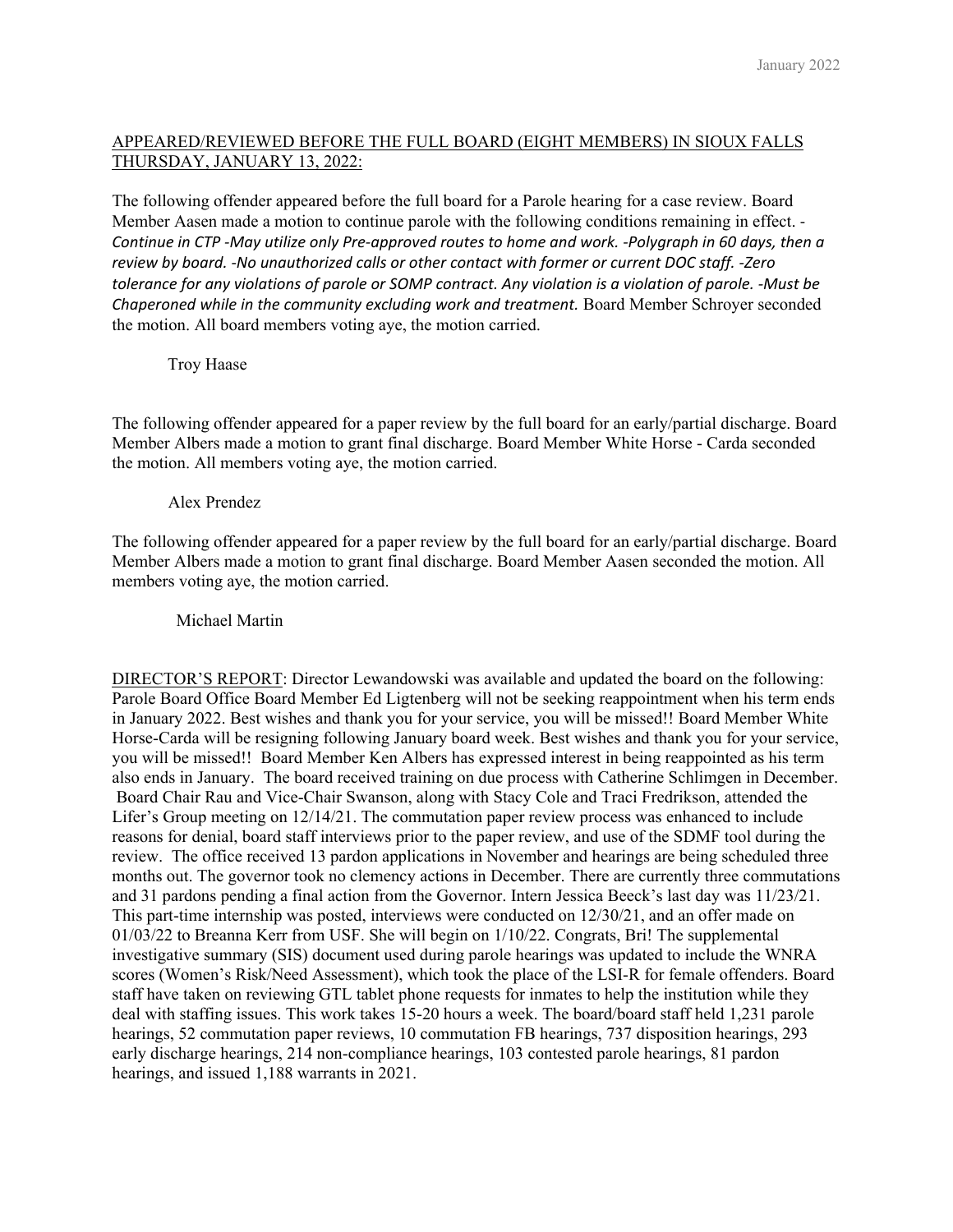APPEARED/REVIEWED BEFORE THE FULL BOARD (EIGHT MEMBERS) IN SIOUX FALLS THURSDAY, JANUARY 13, 2022:

The following offender appeared before the full board for a Parole hearing for a case review. Board Member Aasen made a motion to continue parole with the following conditions remaining in effect. -*Continue in CTP -May utilize only Pre-approved routes to home and work. -Polygraph in 60 days, then a review by board. -No unauthorized calls or other contact with former or current DOC staff. -Zero tolerance for any violations of parole or SOMP contract. Any violation is a violation of parole. -Must be Chaperoned while in the community excluding work and treatment.* Board Member Schroyer seconded the motion. All board members voting aye, the motion carried.

Troy Haase

The following offender appeared for a paper review by the full board for an early/partial discharge. Board Member Albers made a motion to grant final discharge. Board Member White Horse - Carda seconded the motion. All members voting aye, the motion carried.

Alex Prendez

The following offender appeared for a paper review by the full board for an early/partial discharge. Board Member Albers made a motion to grant final discharge. Board Member Aasen seconded the motion. All members voting aye, the motion carried.

Michael Martin

DIRECTOR'S REPORT: Director Lewandowski was available and updated the board on the following: Parole Board Office Board Member Ed Ligtenberg will not be seeking reappointment when his term ends in January 2022. Best wishes and thank you for your service, you will be missed!! Board Member White Horse-Carda will be resigning following January board week. Best wishes and thank you for your service, you will be missed!! Board Member Ken Albers has expressed interest in being reappointed as his term also ends in January. The board received training on due process with Catherine Schlimgen in December. Board Chair Rau and Vice-Chair Swanson, along with Stacy Cole and Traci Fredrikson, attended the Lifer's Group meeting on 12/14/21. The commutation paper review process was enhanced to include reasons for denial, board staff interviews prior to the paper review, and use of the SDMF tool during the review. The office received 13 pardon applications in November and hearings are being scheduled three months out. The governor took no clemency actions in December. There are currently three commutations and 31 pardons pending a final action from the Governor. Intern Jessica Beeck's last day was 11/23/21. This part-time internship was posted, interviews were conducted on 12/30/21, and an offer made on 01/03/22 to Breanna Kerr from USF. She will begin on 1/10/22. Congrats, Bri! The supplemental investigative summary (SIS) document used during parole hearings was updated to include the WNRA scores (Women's Risk/Need Assessment), which took the place of the LSI-R for female offenders. Board staff have taken on reviewing GTL tablet phone requests for inmates to help the institution while they deal with staffing issues. This work takes 15-20 hours a week. The board/board staff held 1,231 parole hearings, 52 commutation paper reviews, 10 commutation FB hearings, 737 disposition hearings, 293 early discharge hearings, 214 non-compliance hearings, 103 contested parole hearings, 81 pardon hearings, and issued 1,188 warrants in 2021.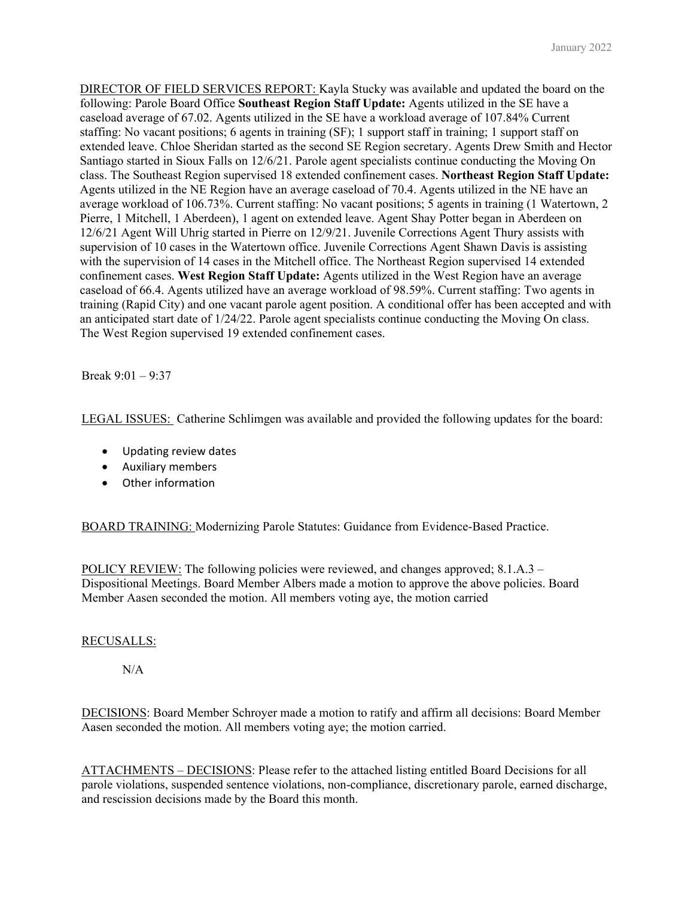DIRECTOR OF FIELD SERVICES REPORT: Kayla Stucky was available and updated the board on the following: Parole Board Office **Southeast Region Staff Update:** Agents utilized in the SE have a caseload average of 67.02. Agents utilized in the SE have a workload average of 107.84% Current staffing: No vacant positions; 6 agents in training (SF); 1 support staff in training; 1 support staff on extended leave. Chloe Sheridan started as the second SE Region secretary. Agents Drew Smith and Hector Santiago started in Sioux Falls on 12/6/21. Parole agent specialists continue conducting the Moving On class. The Southeast Region supervised 18 extended confinement cases. **Northeast Region Staff Update:** Agents utilized in the NE Region have an average caseload of 70.4. Agents utilized in the NE have an average workload of 106.73%. Current staffing: No vacant positions; 5 agents in training (1 Watertown, 2 Pierre, 1 Mitchell, 1 Aberdeen), 1 agent on extended leave. Agent Shay Potter began in Aberdeen on 12/6/21 Agent Will Uhrig started in Pierre on 12/9/21. Juvenile Corrections Agent Thury assists with supervision of 10 cases in the Watertown office. Juvenile Corrections Agent Shawn Davis is assisting with the supervision of 14 cases in the Mitchell office. The Northeast Region supervised 14 extended confinement cases. **West Region Staff Update:** Agents utilized in the West Region have an average caseload of 66.4. Agents utilized have an average workload of 98.59%. Current staffing: Two agents in training (Rapid City) and one vacant parole agent position. A conditional offer has been accepted and with an anticipated start date of 1/24/22. Parole agent specialists continue conducting the Moving On class. The West Region supervised 19 extended confinement cases.

Break 9:01 – 9:37

LEGAL ISSUES: Catherine Schlimgen was available and provided the following updates for the board:

- Updating review dates
- Auxiliary members
- Other information

BOARD TRAINING: Modernizing Parole Statutes: Guidance from Evidence-Based Practice.

POLICY REVIEW: The following policies were reviewed, and changes approved; 8.1.A.3 – Dispositional Meetings. Board Member Albers made a motion to approve the above policies. Board Member Aasen seconded the motion. All members voting aye, the motion carried

RECUSALLS:

N/A

DECISIONS: Board Member Schroyer made a motion to ratify and affirm all decisions: Board Member Aasen seconded the motion. All members voting aye; the motion carried.

ATTACHMENTS – DECISIONS: Please refer to the attached listing entitled Board Decisions for all parole violations, suspended sentence violations, non-compliance, discretionary parole, earned discharge, and rescission decisions made by the Board this month.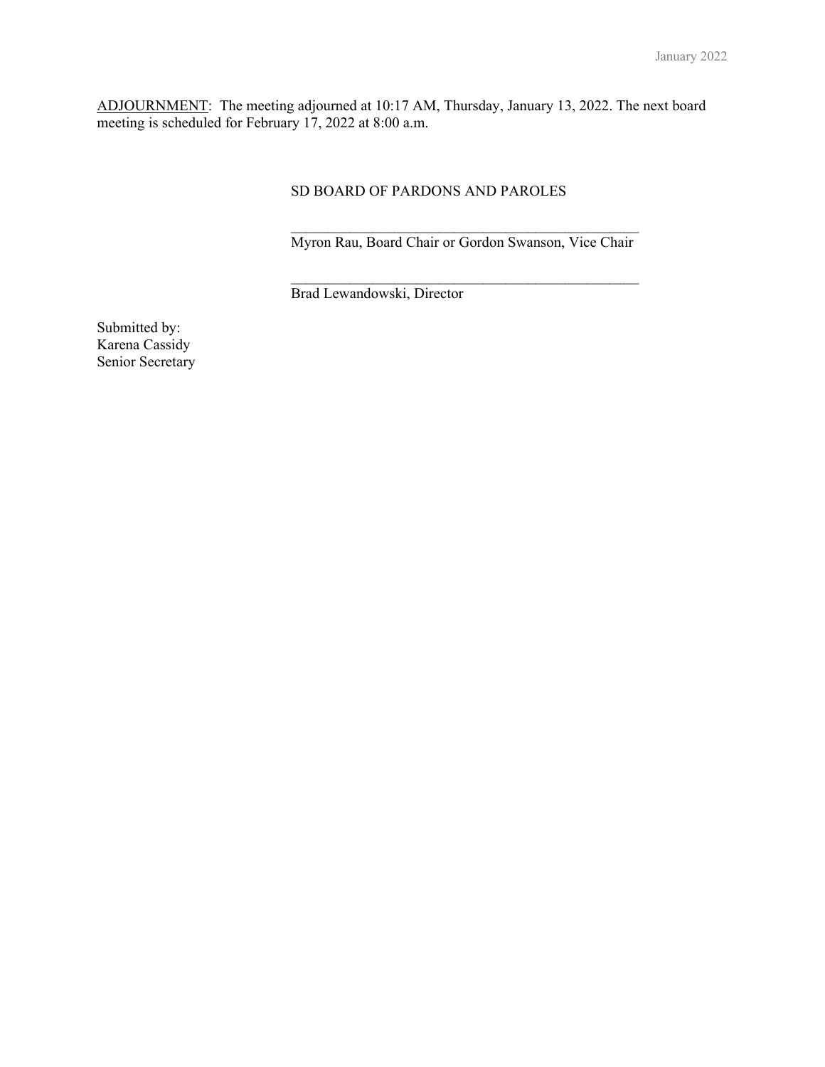<u>ADJOURNMENT</u>: The meeting adjourned at 10:17 AM, Thursday, January 13, 2022. The next board meeting is scheduled for February 17, 2022 at 8:00 a.m.

SD BOARD OF PARDONS AND PAROLES

\_\_\_\_\_\_\_\_\_\_\_\_\_\_\_\_\_\_\_\_\_\_\_\_\_\_\_\_\_\_\_\_\_\_\_\_\_\_\_\_\_\_\_\_\_\_\_\_\_\_

Myron Rau, Board Chair or Gordon Swanson, Vice Chair

\_\_\_\_\_\_\_\_\_\_\_\_\_\_\_\_\_\_\_\_\_\_\_\_\_\_\_\_\_\_\_\_\_\_\_\_\_\_\_\_\_\_\_\_\_\_\_\_\_\_

Brad Lewandowski, Director

Submitted by:
Karena Cassidy
Senior Secretary